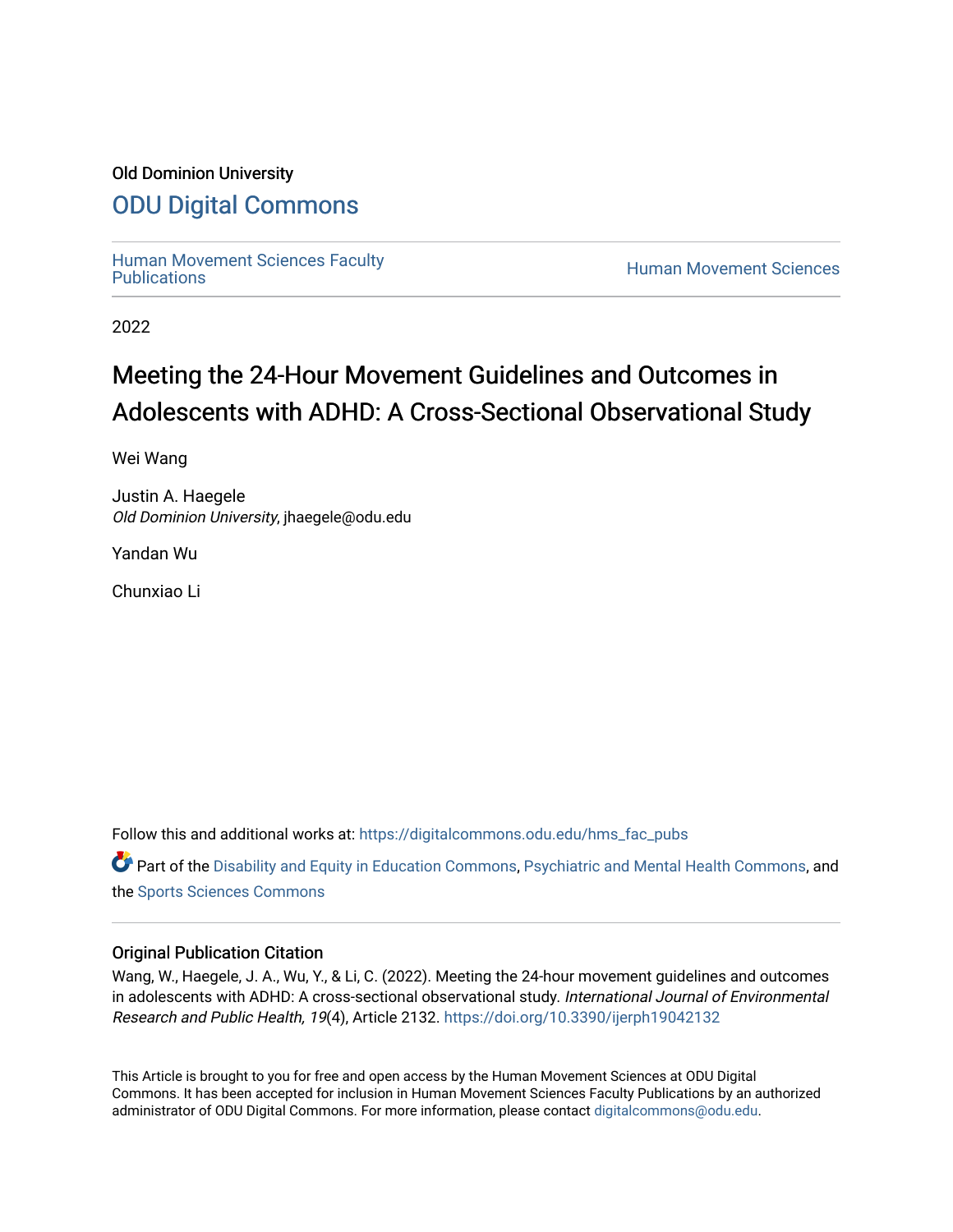Old Dominion University

# ODU Digital Commons

Human Movement Sciences Faculty Publications

Human Movement Sciences

2022

# Meeting the 24-Hour Movement Guidelines and Outcomes in Adolescents with ADHD: A Cross-Sectional Observational Study

Wei Wang

Justin A. Haegele
*Old Dominion University*, jhaegele@odu.edu

Yandan Wu

Chunxiao Li

Follow this and additional works at: https://digitalcommons.odu.edu/hms_fac_pubs

Part of the Disability and Equity in Education Commons, Psychiatric and Mental Health Commons, and the Sports Sciences Commons

## Original Publication Citation

Wang, W., Haegele, J. A., Wu, Y., & Li, C. (2022). Meeting the 24-hour movement guidelines and outcomes in adolescents with ADHD: A cross-sectional observational study. *International Journal of Environmental Research and Public Health, 19*(4), Article 2132. https://doi.org/10.3390/ijerph19042132

This Article is brought to you for free and open access by the Human Movement Sciences at ODU Digital Commons. It has been accepted for inclusion in Human Movement Sciences Faculty Publications by an authorized administrator of ODU Digital Commons. For more information, please contact digitalcommons@odu.edu.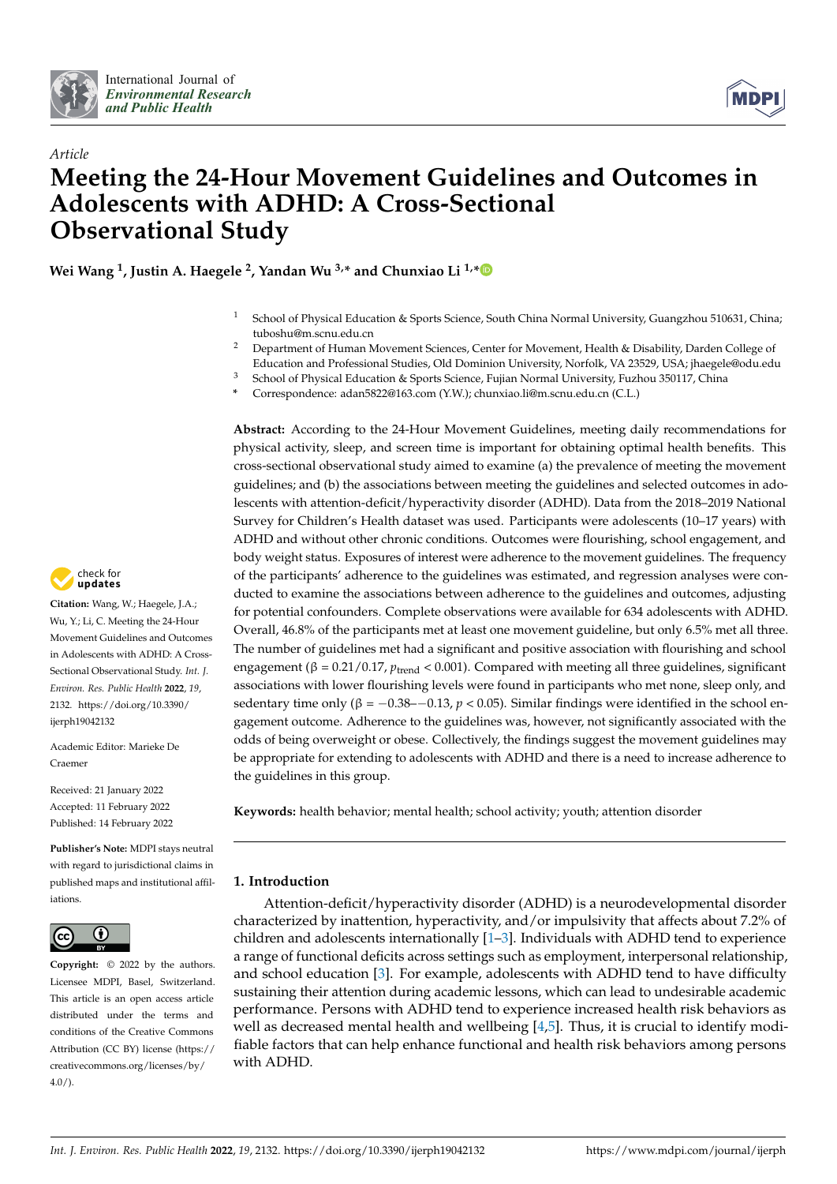International Journal of *Environmental Research and Public Health*

*Article*

# Meeting the 24-Hour Movement Guidelines and Outcomes in Adolescents with ADHD: A Cross-Sectional Observational Study

**Wei Wang [1], Justin A. Haegele [2], Yandan Wu [3,*] and Chunxiao Li [1,*]**

[1] School of Physical Education & Sports Science, South China Normal University, Guangzhou 510631, China; tuboshu@m.scnu.edu.cn

[2] Department of Human Movement Sciences, Center for Movement, Health & Disability, Darden College of Education and Professional Studies, Old Dominion University, Norfolk, VA 23529, USA; jhaegele@odu.edu

[3] School of Physical Education & Sports Science, Fujian Normal University, Fuzhou 350117, China

* Correspondence: adan5822@163.com (Y.W.); chunxiao.li@m.scnu.edu.cn (C.L.)

**Citation:** Wang, W.; Haegele, J.A.; Wu, Y.; Li, C. Meeting the 24-Hour Movement Guidelines and Outcomes in Adolescents with ADHD: A Cross-Sectional Observational Study. *Int. J. Environ. Res. Public Health* **2022**, *19*, 2132. https://doi.org/10.3390/ijerph19042132

Academic Editor: Marieke De Craemer

Received: 21 January 2022
Accepted: 11 February 2022
Published: 14 February 2022

**Publisher's Note:** MDPI stays neutral with regard to jurisdictional claims in published maps and institutional affiliations.

**Copyright:** © 2022 by the authors. Licensee MDPI, Basel, Switzerland. This article is an open access article distributed under the terms and conditions of the Creative Commons Attribution (CC BY) license (https://creativecommons.org/licenses/by/4.0/).

**Abstract:** According to the 24-Hour Movement Guidelines, meeting daily recommendations for physical activity, sleep, and screen time is important for obtaining optimal health benefits. This cross-sectional observational study aimed to examine (a) the prevalence of meeting the movement guidelines; and (b) the associations between meeting the guidelines and selected outcomes in adolescents with attention-deficit/hyperactivity disorder (ADHD). Data from the 2018–2019 National Survey for Children's Health dataset was used. Participants were adolescents (10–17 years) with ADHD and without other chronic conditions. Outcomes were flourishing, school engagement, and body weight status. Exposures of interest were adherence to the movement guidelines. The frequency of the participants' adherence to the guidelines was estimated, and regression analyses were conducted to examine the associations between adherence to the guidelines and outcomes, adjusting for potential confounders. Complete observations were available for 634 adolescents with ADHD. Overall, 46.8% of the participants met at least one movement guideline, but only 6.5% met all three. The number of guidelines met had a significant and positive association with flourishing and school engagement ($\beta = 0.21/0.17$, $p_{trend} < 0.001$). Compared with meeting all three guidelines, significant associations with lower flourishing levels were found in participants who met none, sleep only, and sedentary time only ($\beta = -0.38$–$-0.13$, $p < 0.05$). Similar findings were identified in the school engagement outcome. Adherence to the guidelines was, however, not significantly associated with the odds of being overweight or obese. Collectively, the findings suggest the movement guidelines may be appropriate for extending to adolescents with ADHD and there is a need to increase adherence to the guidelines in this group.

**Keywords:** health behavior; mental health; school activity; youth; attention disorder

## 1. Introduction

Attention-deficit/hyperactivity disorder (ADHD) is a neurodevelopmental disorder characterized by inattention, hyperactivity, and/or impulsivity that affects about 7.2% of children and adolescents internationally [1–3]. Individuals with ADHD tend to experience a range of functional deficits across settings such as employment, interpersonal relationship, and school education [3]. For example, adolescents with ADHD tend to have difficulty sustaining their attention during academic lessons, which can lead to undesirable academic performance. Persons with ADHD tend to experience increased health risk behaviors as well as decreased mental health and wellbeing [4,5]. Thus, it is crucial to identify modifiable factors that can help enhance functional and health risk behaviors among persons with ADHD.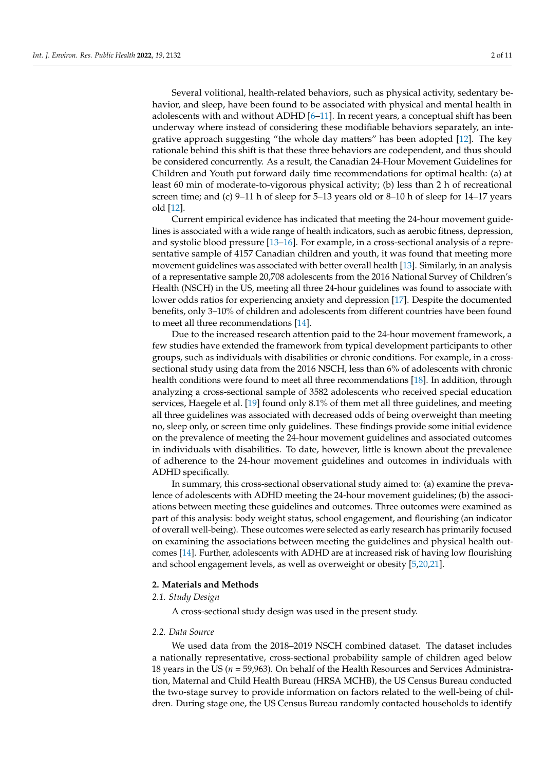Several volitional, health-related behaviors, such as physical activity, sedentary behavior, and sleep, have been found to be associated with physical and mental health in adolescents with and without ADHD [6–11]. In recent years, a conceptual shift has been underway where instead of considering these modifiable behaviors separately, an integrative approach suggesting "the whole day matters" has been adopted [12]. The key rationale behind this shift is that these three behaviors are codependent, and thus should be considered concurrently. As a result, the Canadian 24-Hour Movement Guidelines for Children and Youth put forward daily time recommendations for optimal health: (a) at least 60 min of moderate-to-vigorous physical activity; (b) less than 2 h of recreational screen time; and (c) 9–11 h of sleep for 5–13 years old or 8–10 h of sleep for 14–17 years old [12].

Current empirical evidence has indicated that meeting the 24-hour movement guidelines is associated with a wide range of health indicators, such as aerobic fitness, depression, and systolic blood pressure [13–16]. For example, in a cross-sectional analysis of a representative sample of 4157 Canadian children and youth, it was found that meeting more movement guidelines was associated with better overall health [13]. Similarly, in an analysis of a representative sample 20,708 adolescents from the 2016 National Survey of Children's Health (NSCH) in the US, meeting all three 24-hour guidelines was found to associate with lower odds ratios for experiencing anxiety and depression [17]. Despite the documented benefits, only 3–10% of children and adolescents from different countries have been found to meet all three recommendations [14].

Due to the increased research attention paid to the 24-hour movement framework, a few studies have extended the framework from typical development participants to other groups, such as individuals with disabilities or chronic conditions. For example, in a cross-sectional study using data from the 2016 NSCH, less than 6% of adolescents with chronic health conditions were found to meet all three recommendations [18]. In addition, through analyzing a cross-sectional sample of 3582 adolescents who received special education services, Haegele et al. [19] found only 8.1% of them met all three guidelines, and meeting all three guidelines was associated with decreased odds of being overweight than meeting no, sleep only, or screen time only guidelines. These findings provide some initial evidence on the prevalence of meeting the 24-hour movement guidelines and associated outcomes in individuals with disabilities. To date, however, little is known about the prevalence of adherence to the 24-hour movement guidelines and outcomes in individuals with ADHD specifically.

In summary, this cross-sectional observational study aimed to: (a) examine the prevalence of adolescents with ADHD meeting the 24-hour movement guidelines; (b) the associations between meeting these guidelines and outcomes. Three outcomes were examined as part of this analysis: body weight status, school engagement, and flourishing (an indicator of overall well-being). These outcomes were selected as early research has primarily focused on examining the associations between meeting the guidelines and physical health outcomes [14]. Further, adolescents with ADHD are at increased risk of having low flourishing and school engagement levels, as well as overweight or obesity [5,20,21].

## 2. Materials and Methods

### 2.1. Study Design

A cross-sectional study design was used in the present study.

### 2.2. Data Source

We used data from the 2018–2019 NSCH combined dataset. The dataset includes a nationally representative, cross-sectional probability sample of children aged below 18 years in the US ($n$ = 59,963). On behalf of the Health Resources and Services Administration, Maternal and Child Health Bureau (HRSA MCHB), the US Census Bureau conducted the two-stage survey to provide information on factors related to the well-being of children. During stage one, the US Census Bureau randomly contacted households to identify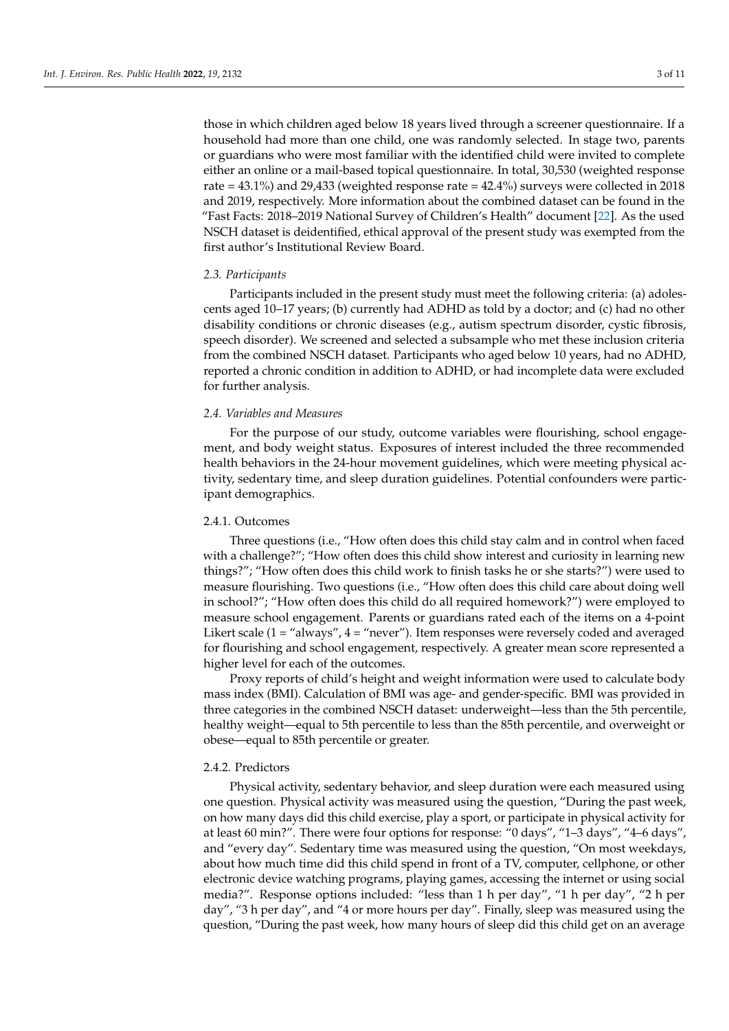those in which children aged below 18 years lived through a screener questionnaire. If a household had more than one child, one was randomly selected. In stage two, parents or guardians who were most familiar with the identified child were invited to complete either an online or a mail-based topical questionnaire. In total, 30,530 (weighted response rate = 43.1%) and 29,433 (weighted response rate = 42.4%) surveys were collected in 2018 and 2019, respectively. More information about the combined dataset can be found in the "Fast Facts: 2018–2019 National Survey of Children's Health" document [22]. As the used NSCH dataset is deidentified, ethical approval of the present study was exempted from the first author's Institutional Review Board.

### *2.3. Participants*

Participants included in the present study must meet the following criteria: (a) adolescents aged 10–17 years; (b) currently had ADHD as told by a doctor; and (c) had no other disability conditions or chronic diseases (e.g., autism spectrum disorder, cystic fibrosis, speech disorder). We screened and selected a subsample who met these inclusion criteria from the combined NSCH dataset. Participants who aged below 10 years, had no ADHD, reported a chronic condition in addition to ADHD, or had incomplete data were excluded for further analysis.

### *2.4. Variables and Measures*

For the purpose of our study, outcome variables were flourishing, school engagement, and body weight status. Exposures of interest included the three recommended health behaviors in the 24-hour movement guidelines, which were meeting physical activity, sedentary time, and sleep duration guidelines. Potential confounders were participant demographics.

#### 2.4.1. Outcomes

Three questions (i.e., "How often does this child stay calm and in control when faced with a challenge?"; "How often does this child show interest and curiosity in learning new things?"; "How often does this child work to finish tasks he or she starts?") were used to measure flourishing. Two questions (i.e., "How often does this child care about doing well in school?"; "How often does this child do all required homework?") were employed to measure school engagement. Parents or guardians rated each of the items on a 4-point Likert scale (1 = "always", 4 = "never"). Item responses were reversely coded and averaged for flourishing and school engagement, respectively. A greater mean score represented a higher level for each of the outcomes.

Proxy reports of child's height and weight information were used to calculate body mass index (BMI). Calculation of BMI was age- and gender-specific. BMI was provided in three categories in the combined NSCH dataset: underweight—less than the 5th percentile, healthy weight—equal to 5th percentile to less than the 85th percentile, and overweight or obese—equal to 85th percentile or greater.

#### 2.4.2. Predictors

Physical activity, sedentary behavior, and sleep duration were each measured using one question. Physical activity was measured using the question, "During the past week, on how many days did this child exercise, play a sport, or participate in physical activity for at least 60 min?". There were four options for response: "0 days", "1–3 days", "4–6 days", and "every day". Sedentary time was measured using the question, "On most weekdays, about how much time did this child spend in front of a TV, computer, cellphone, or other electronic device watching programs, playing games, accessing the internet or using social media?". Response options included: "less than 1 h per day", "1 h per day", "2 h per day", "3 h per day", and "4 or more hours per day". Finally, sleep was measured using the question, "During the past week, how many hours of sleep did this child get on an average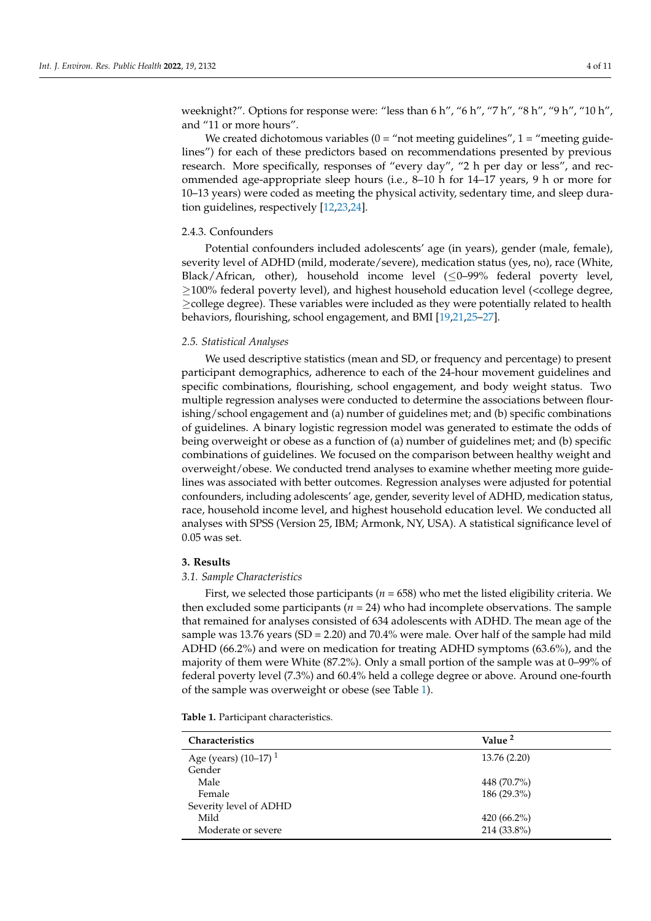weeknight?”. Options for response were: “less than 6 h”, “6 h”, “7 h”, “8 h”, “9 h”, “10 h”, and “11 or more hours”.

We created dichotomous variables (0 = “not meeting guidelines”, 1 = “meeting guidelines”) for each of these predictors based on recommendations presented by previous research. More specifically, responses of “every day”, “2 h per day or less”, and recommended age-appropriate sleep hours (i.e., 8–10 h for 14–17 years, 9 h or more for 10–13 years) were coded as meeting the physical activity, sedentary time, and sleep duration guidelines, respectively [12,23,24].

#### 2.4.3. Confounders

Potential confounders included adolescents’ age (in years), gender (male, female), severity level of ADHD (mild, moderate/severe), medication status (yes, no), race (White, Black/African, other), household income level (≤0–99% federal poverty level, ≥100% federal poverty level), and highest household education level (<college degree, ≥college degree). These variables were included as they were potentially related to health behaviors, flourishing, school engagement, and BMI [19,21,25–27].

### *2.5. Statistical Analyses*

We used descriptive statistics (mean and SD, or frequency and percentage) to present participant demographics, adherence to each of the 24-hour movement guidelines and specific combinations, flourishing, school engagement, and body weight status. Two multiple regression analyses were conducted to determine the associations between flourishing/school engagement and (a) number of guidelines met; and (b) specific combinations of guidelines. A binary logistic regression model was generated to estimate the odds of being overweight or obese as a function of (a) number of guidelines met; and (b) specific combinations of guidelines. We focused on the comparison between healthy weight and overweight/obese. We conducted trend analyses to examine whether meeting more guidelines was associated with better outcomes. Regression analyses were adjusted for potential confounders, including adolescents’ age, gender, severity level of ADHD, medication status, race, household income level, and highest household education level. We conducted all analyses with SPSS (Version 25, IBM; Armonk, NY, USA). A statistical significance level of 0.05 was set.

## 3. Results

### *3.1. Sample Characteristics*

First, we selected those participants ($n$ = 658) who met the listed eligibility criteria. We then excluded some participants ($n$ = 24) who had incomplete observations. The sample that remained for analyses consisted of 634 adolescents with ADHD. The mean age of the sample was 13.76 years (SD = 2.20) and 70.4% were male. Over half of the sample had mild ADHD (66.2%) and were on medication for treating ADHD symptoms (63.6%), and the majority of them were White (87.2%). Only a small portion of the sample was at 0–99% of federal poverty level (7.3%) and 60.4% held a college degree or above. Around one-fourth of the sample was overweight or obese (see Table 1).

**Table 1.** Participant characteristics.

| Characteristics | Value [2] |
|---|---|
| Age (years) (10–17) [1] | 13.76 (2.20) |
| Gender | |
| Male | 448 (70.7%) |
| Female | 186 (29.3%) |
| Severity level of ADHD | |
| Mild | 420 (66.2%) |
| Moderate or severe | 214 (33.8%) |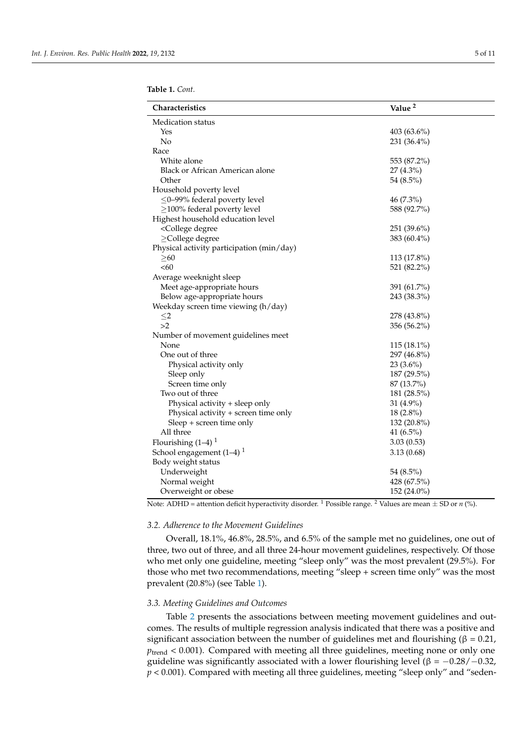**Table 1.** *Cont.*

| Characteristics | Value [2] |
| --- | --- |
| Medication status | |
| Yes | 403 (63.6%) |
| No | 231 (36.4%) |
| Race | |
| White alone | 553 (87.2%) |
| Black or African American alone | 27 (4.3%) |
| Other | 54 (8.5%) |
| Household poverty level | |
| ≤0–99% federal poverty level | 46 (7.3%) |
| ≥100% federal poverty level | 588 (92.7%) |
| Highest household education level | |
| <College degree | 251 (39.6%) |
| ≥College degree | 383 (60.4%) |
| Physical activity participation (min/day) | |
| ≥60 | 113 (17.8%) |
| <60 | 521 (82.2%) |
| Average weeknight sleep | |
| Meet age-appropriate hours | 391 (61.7%) |
| Below age-appropriate hours | 243 (38.3%) |
| Weekday screen time viewing (h/day) | |
| ≤2 | 278 (43.8%) |
| >2 | 356 (56.2%) |
| Number of movement guidelines meet | |
| None | 115 (18.1%) |
| One out of three | 297 (46.8%) |
| Physical activity only | 23 (3.6%) |
| Sleep only | 187 (29.5%) |
| Screen time only | 87 (13.7%) |
| Two out of three | 181 (28.5%) |
| Physical activity + sleep only | 31 (4.9%) |
| Physical activity + screen time only | 18 (2.8%) |
| Sleep + screen time only | 132 (20.8%) |
| All three | 41 (6.5%) |
| Flourishing (1–4) [1] | 3.03 (0.53) |
| School engagement (1–4) [1] | 3.13 (0.68) |
| Body weight status | |
| Underweight | 54 (8.5%) |
| Normal weight | 428 (67.5%) |
| Overweight or obese | 152 (24.0%) |

Note: ADHD = attention deficit hyperactivity disorder. [1] Possible range. [2] Values are mean ± SD or *n* (%).

### 3.2. Adherence to the Movement Guidelines

Overall, 18.1%, 46.8%, 28.5%, and 6.5% of the sample met no guidelines, one out of three, two out of three, and all three 24-hour movement guidelines, respectively. Of those who met only one guideline, meeting "sleep only" was the most prevalent (29.5%). For those who met two recommendations, meeting "sleep + screen time only" was the most prevalent (20.8%) (see Table 1).

### 3.3. Meeting Guidelines and Outcomes

Table 2 presents the associations between meeting movement guidelines and outcomes. The results of multiple regression analysis indicated that there was a positive and significant association between the number of guidelines met and flourishing ($\beta = 0.21$, $p_{trend} < 0.001$). Compared with meeting all three guidelines, meeting none or only one guideline was significantly associated with a lower flourishing level ($\beta = -0.28/-0.32$, $p < 0.001$). Compared with meeting all three guidelines, meeting "sleep only" and "seden-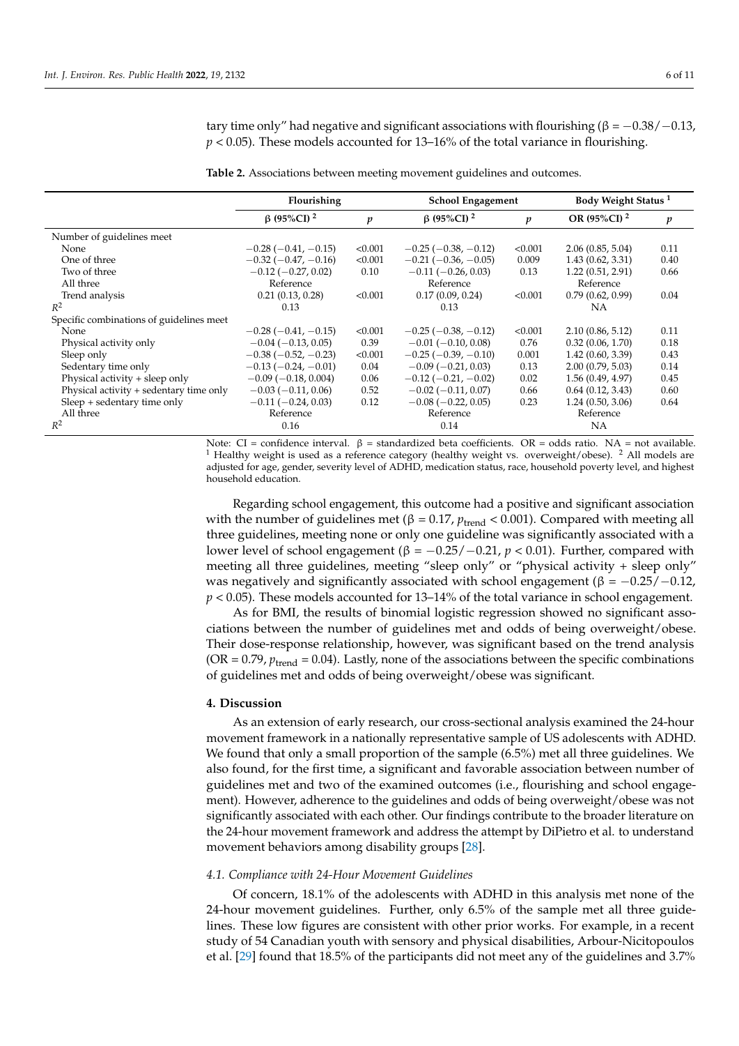tary time only" had negative and significant associations with flourishing (β = −0.38/−0.13, $p < 0.05$). These models accounted for 13–16% of the total variance in flourishing.

**Table 2.** Associations between meeting movement guidelines and outcomes.

| | Flourishing | | School Engagement | | Body Weight Status [1] | |
|---|---|---|---|---|---|---|
| | β (95%CI) [2] | $p$ | β (95%CI) [2] | $p$ | OR (95%CI) [2] | $p$ |
| Number of guidelines meet | | | | | | |
| None | −0.28 (−0.41, −0.15) | <0.001 | −0.25 (−0.38, −0.12) | <0.001 | 2.06 (0.85, 5.04) | 0.11 |
| One of three | −0.32 (−0.47, −0.16) | <0.001 | −0.21 (−0.36, −0.05) | 0.009 | 1.43 (0.62, 3.31) | 0.40 |
| Two of three | −0.12 (−0.27, 0.02) | 0.10 | −0.11 (−0.26, 0.03) | 0.13 | 1.22 (0.51, 2.91) | 0.66 |
| All three | Reference | | Reference | | Reference | |
| Trend analysis | 0.21 (0.13, 0.28) | <0.001 | 0.17 (0.09, 0.24) | <0.001 | 0.79 (0.62, 0.99) | 0.04 |
| $R^2$ | 0.13 | | 0.13 | | NA | |
| Specific combinations of guidelines meet | | | | | | |
| None | −0.28 (−0.41, −0.15) | <0.001 | −0.25 (−0.38, −0.12) | <0.001 | 2.10 (0.86, 5.12) | 0.11 |
| Physical activity only | −0.04 (−0.13, 0.05) | 0.39 | −0.01 (−0.10, 0.08) | 0.76 | 0.32 (0.06, 1.70) | 0.18 |
| Sleep only | −0.38 (−0.52, −0.23) | <0.001 | −0.25 (−0.39, −0.10) | 0.001 | 1.42 (0.60, 3.39) | 0.43 |
| Sedentary time only | −0.13 (−0.24, −0.01) | 0.04 | −0.09 (−0.21, 0.03) | 0.13 | 2.00 (0.79, 5.03) | 0.14 |
| Physical activity + sleep only | −0.09 (−0.18, 0.004) | 0.06 | −0.12 (−0.21, −0.02) | 0.02 | 1.56 (0.49, 4.97) | 0.45 |
| Physical activity + sedentary time only | −0.03 (−0.11, 0.06) | 0.52 | −0.02 (−0.11, 0.07) | 0.66 | 0.64 (0.12, 3.43) | 0.60 |
| Sleep + sedentary time only | −0.11 (−0.24, 0.03) | 0.12 | −0.08 (−0.22, 0.05) | 0.23 | 1.24 (0.50, 3.06) | 0.64 |
| All three | Reference | | Reference | | Reference | |
| $R^2$ | 0.16 | | 0.14 | | NA | |

Note: CI = confidence interval. β = standardized beta coefficients. OR = odds ratio. NA = not available. [1] Healthy weight is used as a reference category (healthy weight vs. overweight/obese). [2] All models are adjusted for age, gender, severity level of ADHD, medication status, race, household poverty level, and highest household education.

Regarding school engagement, this outcome had a positive and significant association with the number of guidelines met (β = 0.17, $p_{\text{trend}} < 0.001$). Compared with meeting all three guidelines, meeting none or only one guideline was significantly associated with a lower level of school engagement (β = −0.25/−0.21, $p < 0.01$). Further, compared with meeting all three guidelines, meeting "sleep only" or "physical activity + sleep only" was negatively and significantly associated with school engagement (β = −0.25/−0.12, $p < 0.05$). These models accounted for 13–14% of the total variance in school engagement.

As for BMI, the results of binomial logistic regression showed no significant associations between the number of guidelines met and odds of being overweight/obese. Their dose-response relationship, however, was significant based on the trend analysis (OR = 0.79, $p_{\text{trend}} = 0.04$). Lastly, none of the associations between the specific combinations of guidelines met and odds of being overweight/obese was significant.

## 4. Discussion

As an extension of early research, our cross-sectional analysis examined the 24-hour movement framework in a nationally representative sample of US adolescents with ADHD. We found that only a small proportion of the sample (6.5%) met all three guidelines. We also found, for the first time, a significant and favorable association between number of guidelines met and two of the examined outcomes (i.e., flourishing and school engagement). However, adherence to the guidelines and odds of being overweight/obese was not significantly associated with each other. Our findings contribute to the broader literature on the 24-hour movement framework and address the attempt by DiPietro et al. to understand movement behaviors among disability groups [28].

### *4.1. Compliance with 24-Hour Movement Guidelines*

Of concern, 18.1% of the adolescents with ADHD in this analysis met none of the 24-hour movement guidelines. Further, only 6.5% of the sample met all three guidelines. These low figures are consistent with other prior works. For example, in a recent study of 54 Canadian youth with sensory and physical disabilities, Arbour-Nicitopoulos et al. [29] found that 18.5% of the participants did not meet any of the guidelines and 3.7%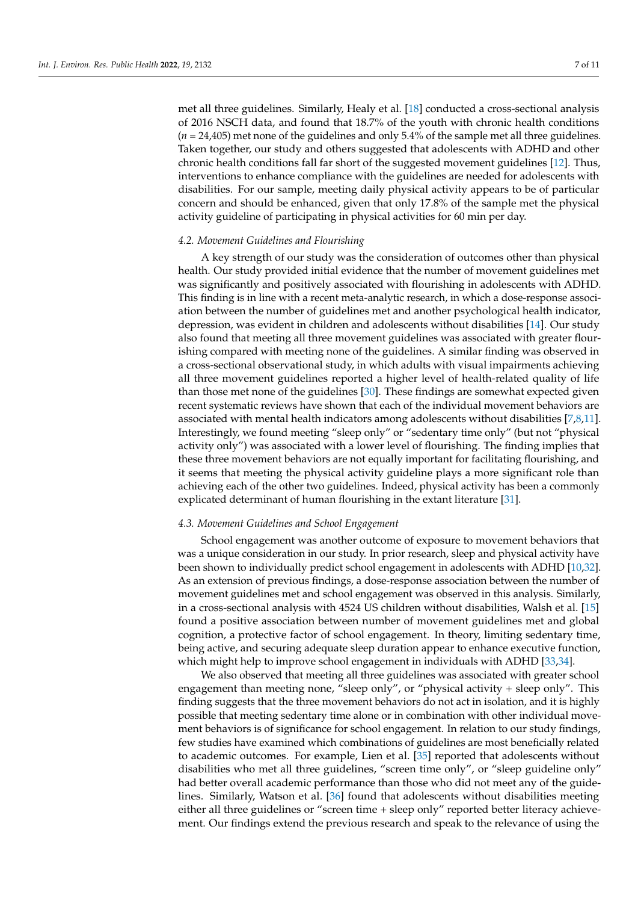met all three guidelines. Similarly, Healy et al. [18] conducted a cross-sectional analysis of 2016 NSCH data, and found that 18.7% of the youth with chronic health conditions ($n$ = 24,405) met none of the guidelines and only 5.4% of the sample met all three guidelines. Taken together, our study and others suggested that adolescents with ADHD and other chronic health conditions fall far short of the suggested movement guidelines [12]. Thus, interventions to enhance compliance with the guidelines are needed for adolescents with disabilities. For our sample, meeting daily physical activity appears to be of particular concern and should be enhanced, given that only 17.8% of the sample met the physical activity guideline of participating in physical activities for 60 min per day.

### *4.2. Movement Guidelines and Flourishing*

A key strength of our study was the consideration of outcomes other than physical health. Our study provided initial evidence that the number of movement guidelines met was significantly and positively associated with flourishing in adolescents with ADHD. This finding is in line with a recent meta-analytic research, in which a dose-response association between the number of guidelines met and another psychological health indicator, depression, was evident in children and adolescents without disabilities [14]. Our study also found that meeting all three movement guidelines was associated with greater flourishing compared with meeting none of the guidelines. A similar finding was observed in a cross-sectional observational study, in which adults with visual impairments achieving all three movement guidelines reported a higher level of health-related quality of life than those met none of the guidelines [30]. These findings are somewhat expected given recent systematic reviews have shown that each of the individual movement behaviors are associated with mental health indicators among adolescents without disabilities [7,8,11]. Interestingly, we found meeting "sleep only" or "sedentary time only" (but not "physical activity only") was associated with a lower level of flourishing. The finding implies that these three movement behaviors are not equally important for facilitating flourishing, and it seems that meeting the physical activity guideline plays a more significant role than achieving each of the other two guidelines. Indeed, physical activity has been a commonly explicated determinant of human flourishing in the extant literature [31].

### *4.3. Movement Guidelines and School Engagement*

School engagement was another outcome of exposure to movement behaviors that was a unique consideration in our study. In prior research, sleep and physical activity have been shown to individually predict school engagement in adolescents with ADHD [10,32]. As an extension of previous findings, a dose-response association between the number of movement guidelines met and school engagement was observed in this analysis. Similarly, in a cross-sectional analysis with 4524 US children without disabilities, Walsh et al. [15] found a positive association between number of movement guidelines met and global cognition, a protective factor of school engagement. In theory, limiting sedentary time, being active, and securing adequate sleep duration appear to enhance executive function, which might help to improve school engagement in individuals with ADHD [33,34].

We also observed that meeting all three guidelines was associated with greater school engagement than meeting none, "sleep only", or "physical activity + sleep only". This finding suggests that the three movement behaviors do not act in isolation, and it is highly possible that meeting sedentary time alone or in combination with other individual movement behaviors is of significance for school engagement. In relation to our study findings, few studies have examined which combinations of guidelines are most beneficially related to academic outcomes. For example, Lien et al. [35] reported that adolescents without disabilities who met all three guidelines, "screen time only", or "sleep guideline only" had better overall academic performance than those who did not meet any of the guidelines. Similarly, Watson et al. [36] found that adolescents without disabilities meeting either all three guidelines or "screen time + sleep only" reported better literacy achievement. Our findings extend the previous research and speak to the relevance of using the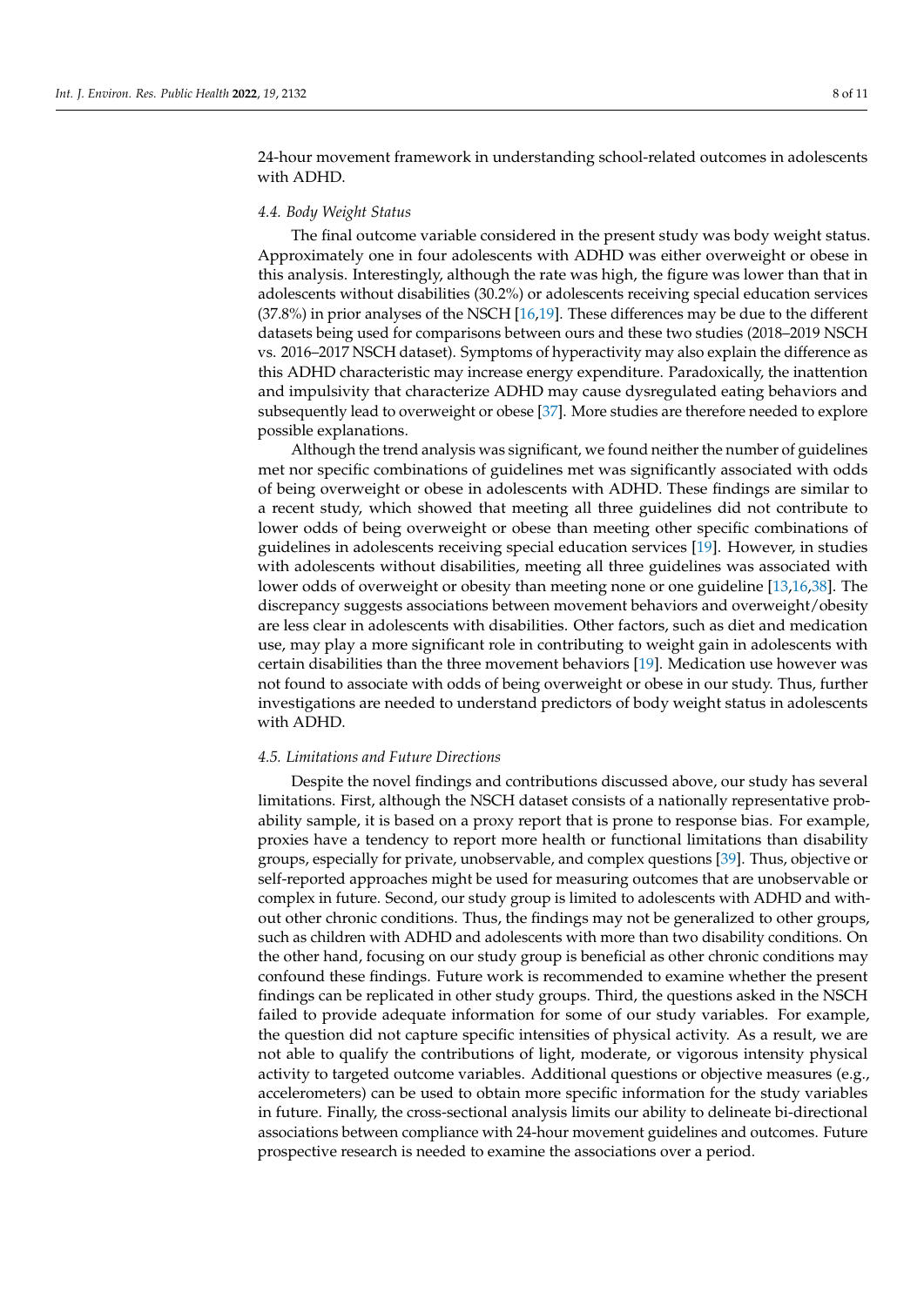24-hour movement framework in understanding school-related outcomes in adolescents with ADHD.

### 4.4. Body Weight Status

The final outcome variable considered in the present study was body weight status. Approximately one in four adolescents with ADHD was either overweight or obese in this analysis. Interestingly, although the rate was high, the figure was lower than that in adolescents without disabilities (30.2%) or adolescents receiving special education services (37.8%) in prior analyses of the NSCH [16,19]. These differences may be due to the different datasets being used for comparisons between ours and these two studies (2018–2019 NSCH vs. 2016–2017 NSCH dataset). Symptoms of hyperactivity may also explain the difference as this ADHD characteristic may increase energy expenditure. Paradoxically, the inattention and impulsivity that characterize ADHD may cause dysregulated eating behaviors and subsequently lead to overweight or obese [37]. More studies are therefore needed to explore possible explanations.

Although the trend analysis was significant, we found neither the number of guidelines met nor specific combinations of guidelines met was significantly associated with odds of being overweight or obese in adolescents with ADHD. These findings are similar to a recent study, which showed that meeting all three guidelines did not contribute to lower odds of being overweight or obese than meeting other specific combinations of guidelines in adolescents receiving special education services [19]. However, in studies with adolescents without disabilities, meeting all three guidelines was associated with lower odds of overweight or obesity than meeting none or one guideline [13,16,38]. The discrepancy suggests associations between movement behaviors and overweight/obesity are less clear in adolescents with disabilities. Other factors, such as diet and medication use, may play a more significant role in contributing to weight gain in adolescents with certain disabilities than the three movement behaviors [19]. Medication use however was not found to associate with odds of being overweight or obese in our study. Thus, further investigations are needed to understand predictors of body weight status in adolescents with ADHD.

### 4.5. Limitations and Future Directions

Despite the novel findings and contributions discussed above, our study has several limitations. First, although the NSCH dataset consists of a nationally representative probability sample, it is based on a proxy report that is prone to response bias. For example, proxies have a tendency to report more health or functional limitations than disability groups, especially for private, unobservable, and complex questions [39]. Thus, objective or self-reported approaches might be used for measuring outcomes that are unobservable or complex in future. Second, our study group is limited to adolescents with ADHD and without other chronic conditions. Thus, the findings may not be generalized to other groups, such as children with ADHD and adolescents with more than two disability conditions. On the other hand, focusing on our study group is beneficial as other chronic conditions may confound these findings. Future work is recommended to examine whether the present findings can be replicated in other study groups. Third, the questions asked in the NSCH failed to provide adequate information for some of our study variables. For example, the question did not capture specific intensities of physical activity. As a result, we are not able to qualify the contributions of light, moderate, or vigorous intensity physical activity to targeted outcome variables. Additional questions or objective measures (e.g., accelerometers) can be used to obtain more specific information for the study variables in future. Finally, the cross-sectional analysis limits our ability to delineate bi-directional associations between compliance with 24-hour movement guidelines and outcomes. Future prospective research is needed to examine the associations over a period.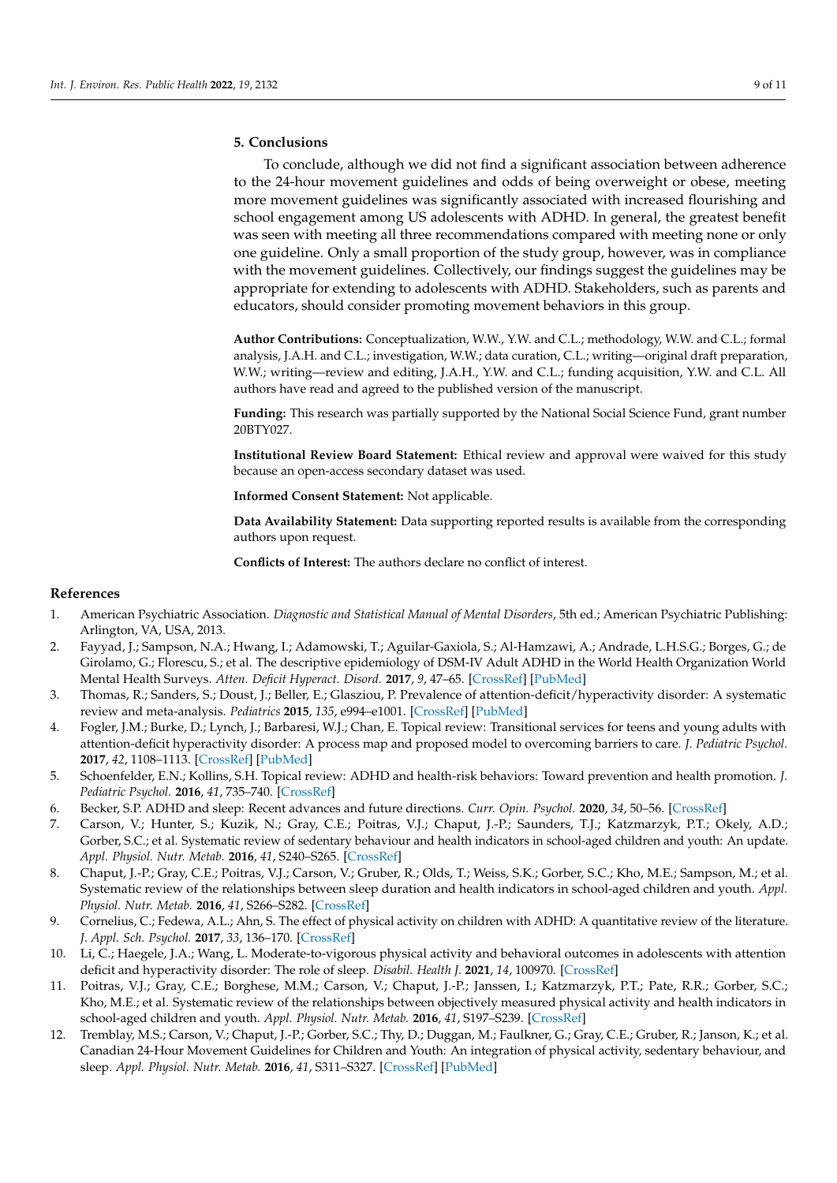## 5. Conclusions

To conclude, although we did not find a significant association between adherence to the 24-hour movement guidelines and odds of being overweight or obese, meeting more movement guidelines was significantly associated with increased flourishing and school engagement among US adolescents with ADHD. In general, the greatest benefit was seen with meeting all three recommendations compared with meeting none or only one guideline. Only a small proportion of the study group, however, was in compliance with the movement guidelines. Collectively, our findings suggest the guidelines may be appropriate for extending to adolescents with ADHD. Stakeholders, such as parents and educators, should consider promoting movement behaviors in this group.

**Author Contributions:** Conceptualization, W.W., Y.W. and C.L.; methodology, W.W. and C.L.; formal analysis, J.A.H. and C.L.; investigation, W.W.; data curation, C.L.; writing—original draft preparation, W.W.; writing—review and editing, J.A.H., Y.W. and C.L.; funding acquisition, Y.W. and C.L. All authors have read and agreed to the published version of the manuscript.

**Funding:** This research was partially supported by the National Social Science Fund, grant number 20BTY027.

**Institutional Review Board Statement:** Ethical review and approval were waived for this study because an open-access secondary dataset was used.

**Informed Consent Statement:** Not applicable.

**Data Availability Statement:** Data supporting reported results is available from the corresponding authors upon request.

**Conflicts of Interest:** The authors declare no conflict of interest.

## References

1. American Psychiatric Association. *Diagnostic and Statistical Manual of Mental Disorders*, 5th ed.; American Psychiatric Publishing: Arlington, VA, USA, 2013.
2. Fayyad, J.; Sampson, N.A.; Hwang, I.; Adamowski, T.; Aguilar-Gaxiola, S.; Al-Hamzawi, A.; Andrade, L.H.S.G.; Borges, G.; de Girolamo, G.; Florescu, S.; et al. The descriptive epidemiology of DSM-IV Adult ADHD in the World Health Organization World Mental Health Surveys. *Atten. Deficit Hyperact. Disord.* **2017**, *9*, 47–65. [CrossRef] [PubMed]
3. Thomas, R.; Sanders, S.; Doust, J.; Beller, E.; Glasziou, P. Prevalence of attention-deficit/hyperactivity disorder: A systematic review and meta-analysis. *Pediatrics* **2015**, *135*, e994–e1001. [CrossRef] [PubMed]
4. Fogler, J.M.; Burke, D.; Lynch, J.; Barbaresi, W.J.; Chan, E. Topical review: Transitional services for teens and young adults with attention-deficit hyperactivity disorder: A process map and proposed model to overcoming barriers to care. *J. Pediatric Psychol.* **2017**, *42*, 1108–1113. [CrossRef] [PubMed]
5. Schoenfelder, E.N.; Kollins, S.H. Topical review: ADHD and health-risk behaviors: Toward prevention and health promotion. *J. Pediatric Psychol.* **2016**, *41*, 735–740. [CrossRef]
6. Becker, S.P. ADHD and sleep: Recent advances and future directions. *Curr. Opin. Psychol.* **2020**, *34*, 50–56. [CrossRef]
7. Carson, V.; Hunter, S.; Kuzik, N.; Gray, C.E.; Poitras, V.J.; Chaput, J.-P.; Saunders, T.J.; Katzmarzyk, P.T.; Okely, A.D.; Gorber, S.C.; et al. Systematic review of sedentary behaviour and health indicators in school-aged children and youth: An update. *Appl. Physiol. Nutr. Metab.* **2016**, *41*, S240–S265. [CrossRef]
8. Chaput, J.-P.; Gray, C.E.; Poitras, V.J.; Carson, V.; Gruber, R.; Olds, T.; Weiss, S.K.; Gorber, S.C.; Kho, M.E.; Sampson, M.; et al. Systematic review of the relationships between sleep duration and health indicators in school-aged children and youth. *Appl. Physiol. Nutr. Metab.* **2016**, *41*, S266–S282. [CrossRef]
9. Cornelius, C.; Fedewa, A.L.; Ahn, S. The effect of physical activity on children with ADHD: A quantitative review of the literature. *J. Appl. Sch. Psychol.* **2017**, *33*, 136–170. [CrossRef]
10. Li, C.; Haegele, J.A.; Wang, L. Moderate-to-vigorous physical activity and behavioral outcomes in adolescents with attention deficit and hyperactivity disorder: The role of sleep. *Disabil. Health J.* **2021**, *14*, 100970. [CrossRef]
11. Poitras, V.J.; Gray, C.E.; Borghese, M.M.; Carson, V.; Chaput, J.-P.; Janssen, I.; Katzmarzyk, P.T.; Pate, R.R.; Gorber, S.C.; Kho, M.E.; et al. Systematic review of the relationships between objectively measured physical activity and health indicators in school-aged children and youth. *Appl. Physiol. Nutr. Metab.* **2016**, *41*, S197–S239. [CrossRef]
12. Tremblay, M.S.; Carson, V.; Chaput, J.-P.; Gorber, S.C.; Thy, D.; Duggan, M.; Faulkner, G.; Gray, C.E.; Gruber, R.; Janson, K.; et al. Canadian 24-Hour Movement Guidelines for Children and Youth: An integration of physical activity, sedentary behaviour, and sleep. *Appl. Physiol. Nutr. Metab.* **2016**, *41*, S311–S327. [CrossRef] [PubMed]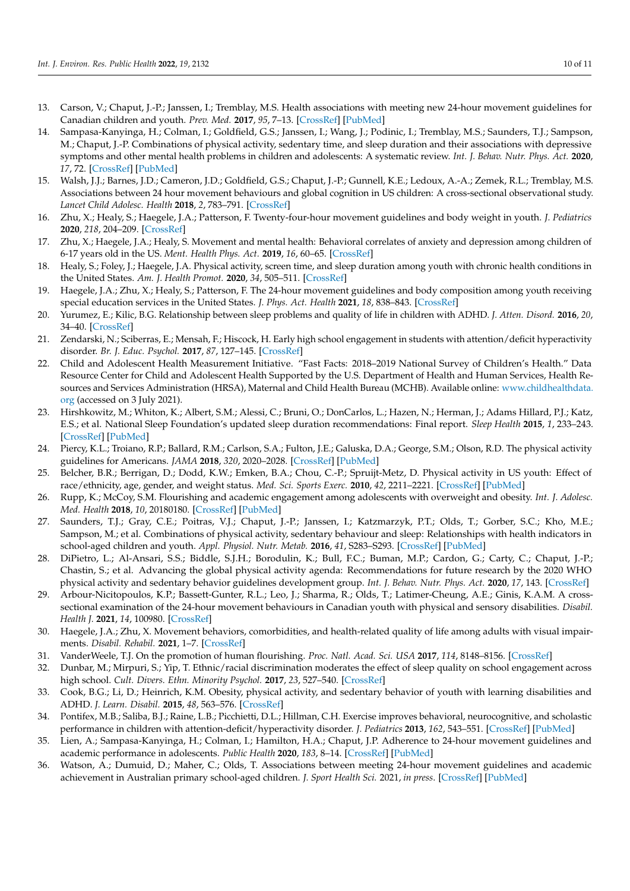13. Carson, V.; Chaput, J.-P.; Janssen, I.; Tremblay, M.S. Health associations with meeting new 24-hour movement guidelines for Canadian children and youth. *Prev. Med.* **2017**, *95*, 7–13. [CrossRef] [PubMed]
14. Sampasa-Kanyinga, H.; Colman, I.; Goldfield, G.S.; Janssen, I.; Wang, J.; Podinic, I.; Tremblay, M.S.; Saunders, T.J.; Sampson, M.; Chaput, J.-P. Combinations of physical activity, sedentary time, and sleep duration and their associations with depressive symptoms and other mental health problems in children and adolescents: A systematic review. *Int. J. Behav. Nutr. Phys. Act.* **2020**, *17*, 72. [CrossRef] [PubMed]
15. Walsh, J.J.; Barnes, J.D.; Cameron, J.D.; Goldfield, G.S.; Chaput, J.-P.; Gunnell, K.E.; Ledoux, A.-A.; Zemek, R.L.; Tremblay, M.S. Associations between 24 hour movement behaviours and global cognition in US children: A cross-sectional observational study. *Lancet Child Adolesc. Health* **2018**, *2*, 783–791. [CrossRef]
16. Zhu, X.; Healy, S.; Haegele, J.A.; Patterson, F. Twenty-four-hour movement guidelines and body weight in youth. *J. Pediatrics* **2020**, *218*, 204–209. [CrossRef]
17. Zhu, X.; Haegele, J.A.; Healy, S. Movement and mental health: Behavioral correlates of anxiety and depression among children of 6-17 years old in the US. *Ment. Health Phys. Act.* **2019**, *16*, 60–65. [CrossRef]
18. Healy, S.; Foley, J.; Haegele, J.A. Physical activity, screen time, and sleep duration among youth with chronic health conditions in the United States. *Am. J. Health Promot.* **2020**, *34*, 505–511. [CrossRef]
19. Haegele, J.A.; Zhu, X.; Healy, S.; Patterson, F. The 24-hour movement guidelines and body composition among youth receiving special education services in the United States. *J. Phys. Act. Health* **2021**, *18*, 838–843. [CrossRef]
20. Yurumez, E.; Kilic, B.G. Relationship between sleep problems and quality of life in children with ADHD. *J. Atten. Disord.* **2016**, *20*, 34–40. [CrossRef]
21. Zendarski, N.; Sciberras, E.; Mensah, F.; Hiscock, H. Early high school engagement in students with attention/deficit hyperactivity disorder. *Br. J. Educ. Psychol.* **2017**, *87*, 127–145. [CrossRef]
22. Child and Adolescent Health Measurement Initiative. "Fast Facts: 2018–2019 National Survey of Children's Health." Data Resource Center for Child and Adolescent Health Supported by the U.S. Department of Health and Human Services, Health Resources and Services Administration (HRSA), Maternal and Child Health Bureau (MCHB). Available online: www.childhealthdata.org (accessed on 3 July 2021).
23. Hirshkowitz, M.; Whiton, K.; Albert, S.M.; Alessi, C.; Bruni, O.; DonCarlos, L.; Hazen, N.; Herman, J.; Adams Hillard, P.J.; Katz, E.S.; et al. National Sleep Foundation's updated sleep duration recommendations: Final report. *Sleep Health* **2015**, *1*, 233–243. [CrossRef] [PubMed]
24. Piercy, K.L.; Troiano, R.P.; Ballard, R.M.; Carlson, S.A.; Fulton, J.E.; Galuska, D.A.; George, S.M.; Olson, R.D. The physical activity guidelines for Americans. *JAMA* **2018**, *320*, 2020–2028. [CrossRef] [PubMed]
25. Belcher, B.R.; Berrigan, D.; Dodd, K.W.; Emken, B.A.; Chou, C.-P.; Spruijt-Metz, D. Physical activity in US youth: Effect of race/ethnicity, age, gender, and weight status. *Med. Sci. Sports Exerc.* **2010**, *42*, 2211–2221. [CrossRef] [PubMed]
26. Rupp, K.; McCoy, S.M. Flourishing and academic engagement among adolescents with overweight and obesity. *Int. J. Adolesc. Med. Health* **2018**, *10*, 20180180. [CrossRef] [PubMed]
27. Saunders, T.J.; Gray, C.E.; Poitras, V.J.; Chaput, J.-P.; Janssen, I.; Katzmarzyk, P.T.; Olds, T.; Gorber, S.C.; Kho, M.E.; Sampson, M.; et al. Combinations of physical activity, sedentary behaviour and sleep: Relationships with health indicators in school-aged children and youth. *Appl. Physiol. Nutr. Metab.* **2016**, *41*, S283–S293. [CrossRef] [PubMed]
28. DiPietro, L.; Al-Ansari, S.S.; Biddle, S.J.H.; Borodulin, K.; Bull, F.C.; Buman, M.P.; Cardon, G.; Carty, C.; Chaput, J.-P.; Chastin, S.; et al. Advancing the global physical activity agenda: Recommendations for future research by the 2020 WHO physical activity and sedentary behavior guidelines development group. *Int. J. Behav. Nutr. Phys. Act.* **2020**, *17*, 143. [CrossRef]
29. Arbour-Nicitopoulos, K.P.; Bassett-Gunter, R.L.; Leo, J.; Sharma, R.; Olds, T.; Latimer-Cheung, A.E.; Ginis, K.A.M. A cross-sectional examination of the 24-hour movement behaviours in Canadian youth with physical and sensory disabilities. *Disabil. Health J.* **2021**, *14*, 100980. [CrossRef]
30. Haegele, J.A.; Zhu, X. Movement behaviors, comorbidities, and health-related quality of life among adults with visual impairments. *Disabil. Rehabil.* **2021**, 1–7. [CrossRef]
31. VanderWeele, T.J. On the promotion of human flourishing. *Proc. Natl. Acad. Sci. USA* **2017**, *114*, 8148–8156. [CrossRef]
32. Dunbar, M.; Mirpuri, S.; Yip, T. Ethnic/racial discrimination moderates the effect of sleep quality on school engagement across high school. *Cult. Divers. Ethn. Minority Psychol.* **2017**, *23*, 527–540. [CrossRef]
33. Cook, B.G.; Li, D.; Heinrich, K.M. Obesity, physical activity, and sedentary behavior of youth with learning disabilities and ADHD. *J. Learn. Disabil.* **2015**, *48*, 563–576. [CrossRef]
34. Pontifex, M.B.; Saliba, B.J.; Raine, L.B.; Picchietti, D.L.; Hillman, C.H. Exercise improves behavioral, neurocognitive, and scholastic performance in children with attention-deficit/hyperactivity disorder. *J. Pediatrics* **2013**, *162*, 543–551. [CrossRef] [PubMed]
35. Lien, A.; Sampasa-Kanyinga, H.; Colman, I.; Hamilton, H.A.; Chaput, J.P. Adherence to 24-hour movement guidelines and academic performance in adolescents. *Public Health* **2020**, *183*, 8–14. [CrossRef] [PubMed]
36. Watson, A.; Dumuid, D.; Maher, C.; Olds, T. Associations between meeting 24-hour movement guidelines and academic achievement in Australian primary school-aged children. *J. Sport Health Sci.* 2021, *in press*. [CrossRef] [PubMed]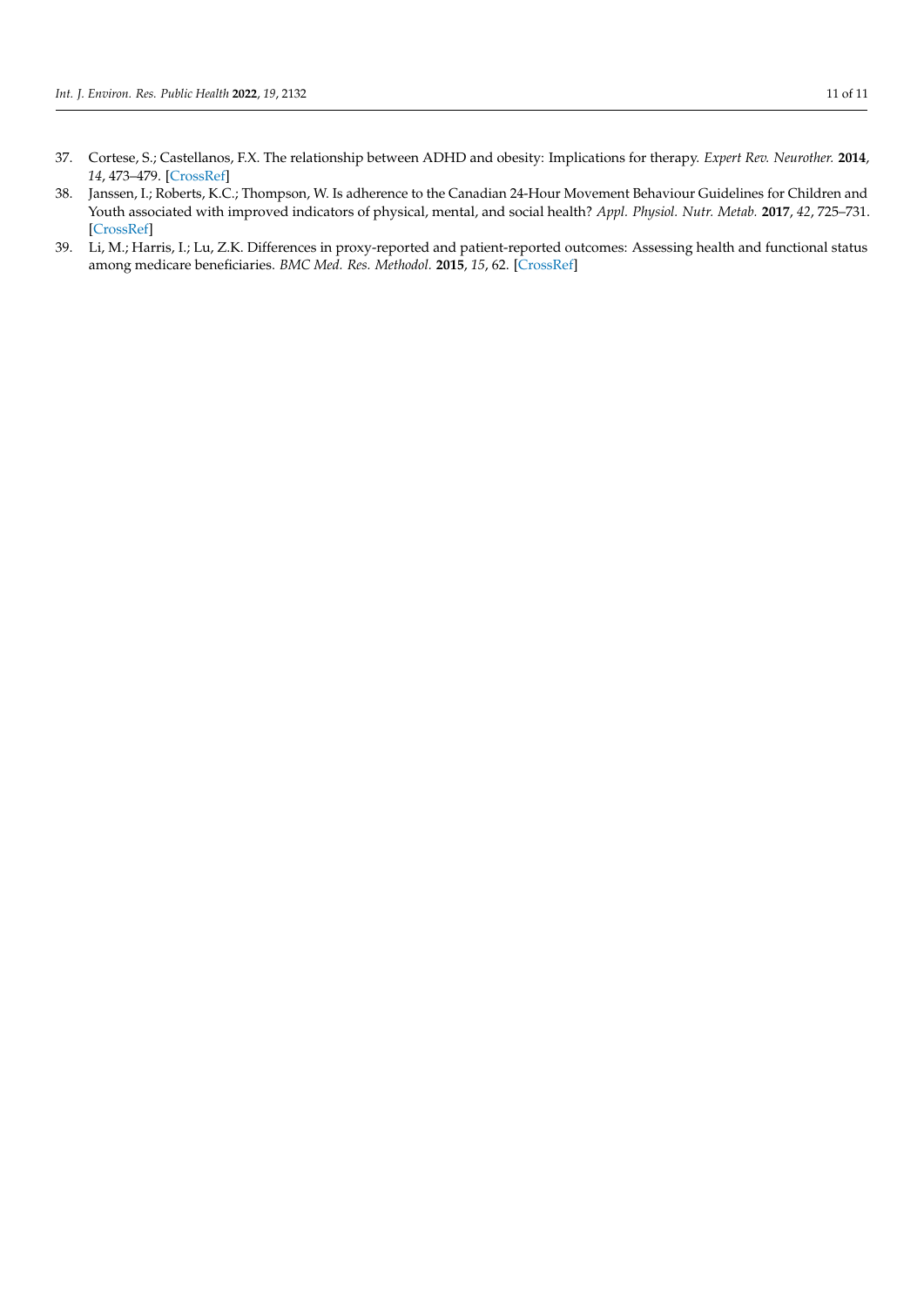37. Cortese, S.; Castellanos, F.X. The relationship between ADHD and obesity: Implications for therapy. *Expert Rev. Neurother.* **2014**, *14*, 473–479. [CrossRef]
38. Janssen, I.; Roberts, K.C.; Thompson, W. Is adherence to the Canadian 24-Hour Movement Behaviour Guidelines for Children and Youth associated with improved indicators of physical, mental, and social health? *Appl. Physiol. Nutr. Metab.* **2017**, *42*, 725–731. [CrossRef]
39. Li, M.; Harris, I.; Lu, Z.K. Differences in proxy-reported and patient-reported outcomes: Assessing health and functional status among medicare beneficiaries. *BMC Med. Res. Methodol.* **2015**, *15*, 62. [CrossRef]